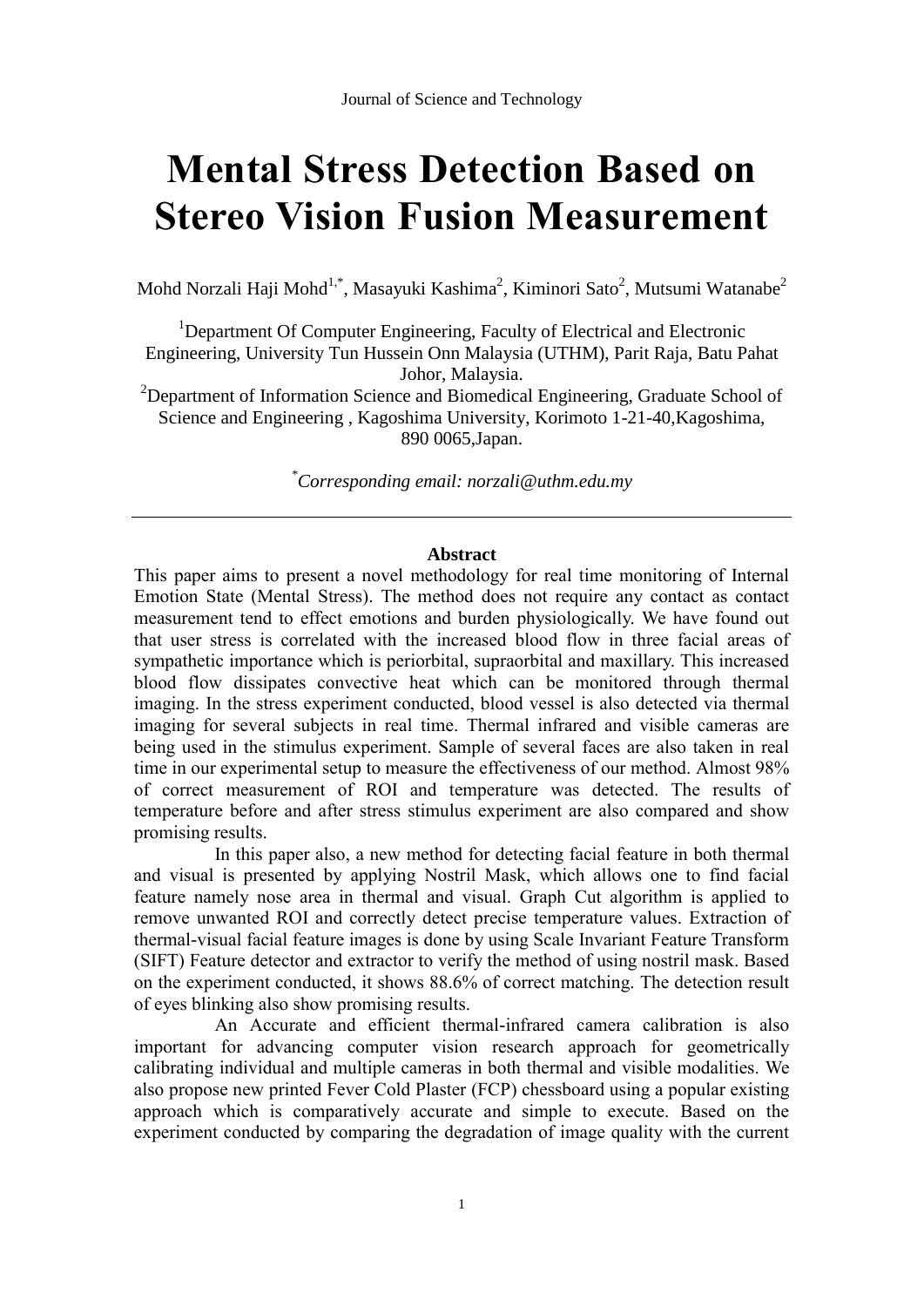# Mental Stress Detection Based on Stereo Vision Fusion Measurement

Mohd Norzali Haji Mohd[1,*], Masayuki Kashima[2], Kiminori Sato[2], Mutsumi Watanabe[2]

[1]Department Of Computer Engineering, Faculty of Electrical and Electronic Engineering, University Tun Hussein Onn Malaysia (UTHM), Parit Raja, Batu Pahat Johor, Malaysia.

[2]Department of Information Science and Biomedical Engineering, Graduate School of Science and Engineering , Kagoshima University, Korimoto 1-21-40,Kagoshima, 890 0065,Japan.

[*]*Corresponding email: norzali@uthm.edu.my*

---

## Abstract

This paper aims to present a novel methodology for real time monitoring of Internal Emotion State (Mental Stress). The method does not require any contact as contact measurement tend to effect emotions and burden physiologically. We have found out that user stress is correlated with the increased blood flow in three facial areas of sympathetic importance which is periorbital, supraorbital and maxillary. This increased blood flow dissipates convective heat which can be monitored through thermal imaging. In the stress experiment conducted, blood vessel is also detected via thermal imaging for several subjects in real time. Thermal infrared and visible cameras are being used in the stimulus experiment. Sample of several faces are also taken in real time in our experimental setup to measure the effectiveness of our method. Almost 98% of correct measurement of ROI and temperature was detected. The results of temperature before and after stress stimulus experiment are also compared and show promising results.

In this paper also, a new method for detecting facial feature in both thermal and visual is presented by applying Nostril Mask, which allows one to find facial feature namely nose area in thermal and visual. Graph Cut algorithm is applied to remove unwanted ROI and correctly detect precise temperature values. Extraction of thermal-visual facial feature images is done by using Scale Invariant Feature Transform (SIFT) Feature detector and extractor to verify the method of using nostril mask. Based on the experiment conducted, it shows 88.6% of correct matching. The detection result of eyes blinking also show promising results.

An Accurate and efficient thermal-infrared camera calibration is also important for advancing computer vision research approach for geometrically calibrating individual and multiple cameras in both thermal and visible modalities. We also propose new printed Fever Cold Plaster (FCP) chessboard using a popular existing approach which is comparatively accurate and simple to execute. Based on the experiment conducted by comparing the degradation of image quality with the current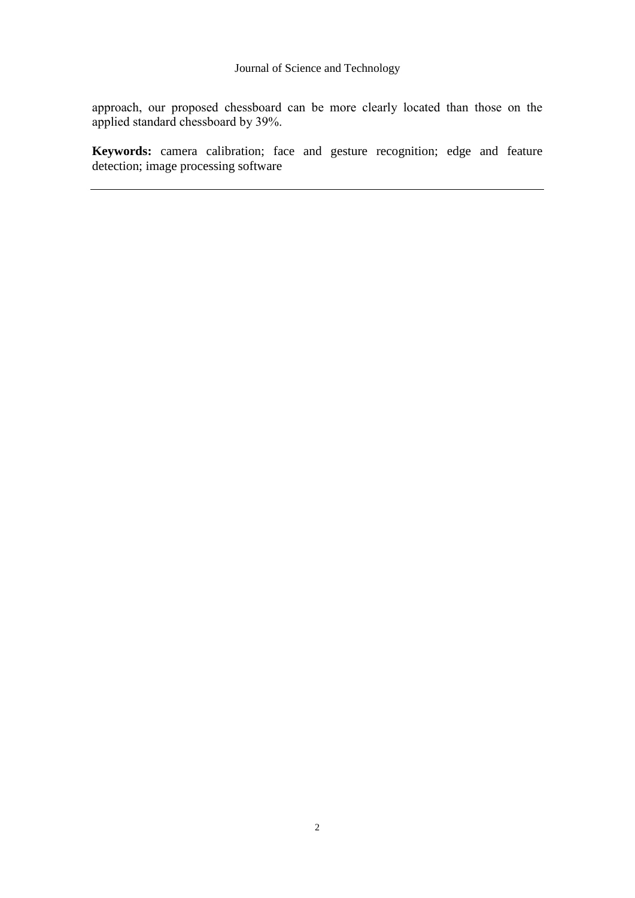approach, our proposed chessboard can be more clearly located than those on the applied standard chessboard by 39%.

**Keywords:** camera calibration; face and gesture recognition; edge and feature detection; image processing software

---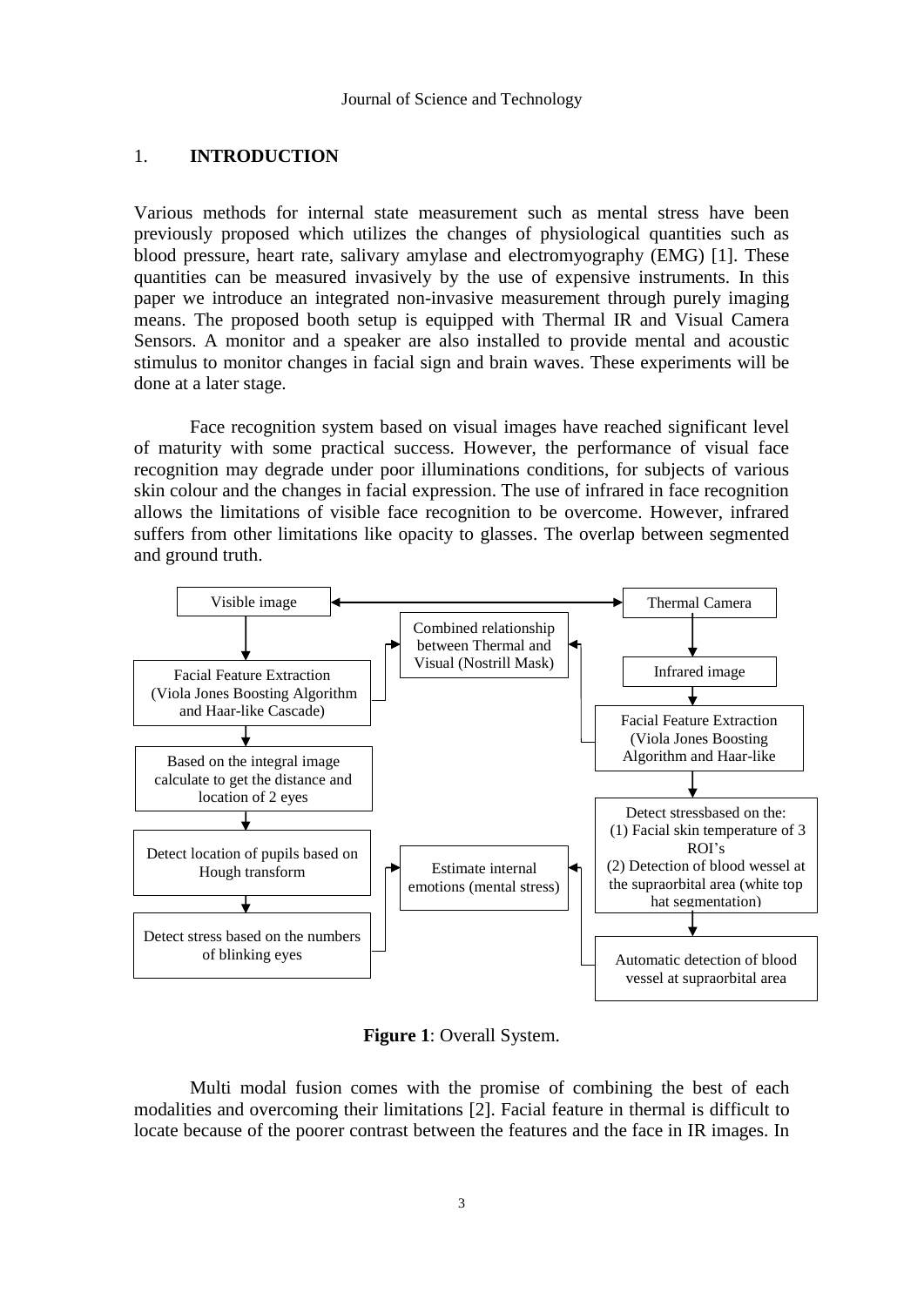## 1. INTRODUCTION

Various methods for internal state measurement such as mental stress have been previously proposed which utilizes the changes of physiological quantities such as blood pressure, heart rate, salivary amylase and electromyography (EMG) [1]. These quantities can be measured invasively by the use of expensive instruments. In this paper we introduce an integrated non-invasive measurement through purely imaging means. The proposed booth setup is equipped with Thermal IR and Visual Camera Sensors. A monitor and a speaker are also installed to provide mental and acoustic stimulus to monitor changes in facial sign and brain waves. These experiments will be done at a later stage.

Face recognition system based on visual images have reached significant level of maturity with some practical success. However, the performance of visual face recognition may degrade under poor illuminations conditions, for subjects of various skin colour and the changes in facial expression. The use of infrared in face recognition allows the limitations of visible face recognition to be overcome. However, infrared suffers from other limitations like opacity to glasses. The overlap between segmented and ground truth.

Visible image

Thermal Camera

Combined relationship between Thermal and Visual (Nostrill Mask)

Facial Feature Extraction (Viola Jones Boosting Algorithm and Haar-like Cascade)

Infrared image

Facial Feature Extraction (Viola Jones Boosting Algorithm and Haar-like

Based on the integral image calculate to get the distance and location of 2 eyes

Detect stressbased on the: (1) Facial skin temperature of 3 ROI's (2) Detection of blood wessel at the supraorbital area (white top hat segmentation)

Detect location of pupils based on Hough transform

Estimate internal emotions (mental stress)

Detect stress based on the numbers of blinking eyes

Automatic detection of blood vessel at supraorbital area

**Figure 1**: Overall System.

Multi modal fusion comes with the promise of combining the best of each modalities and overcoming their limitations [2]. Facial feature in thermal is difficult to locate because of the poorer contrast between the features and the face in IR images. In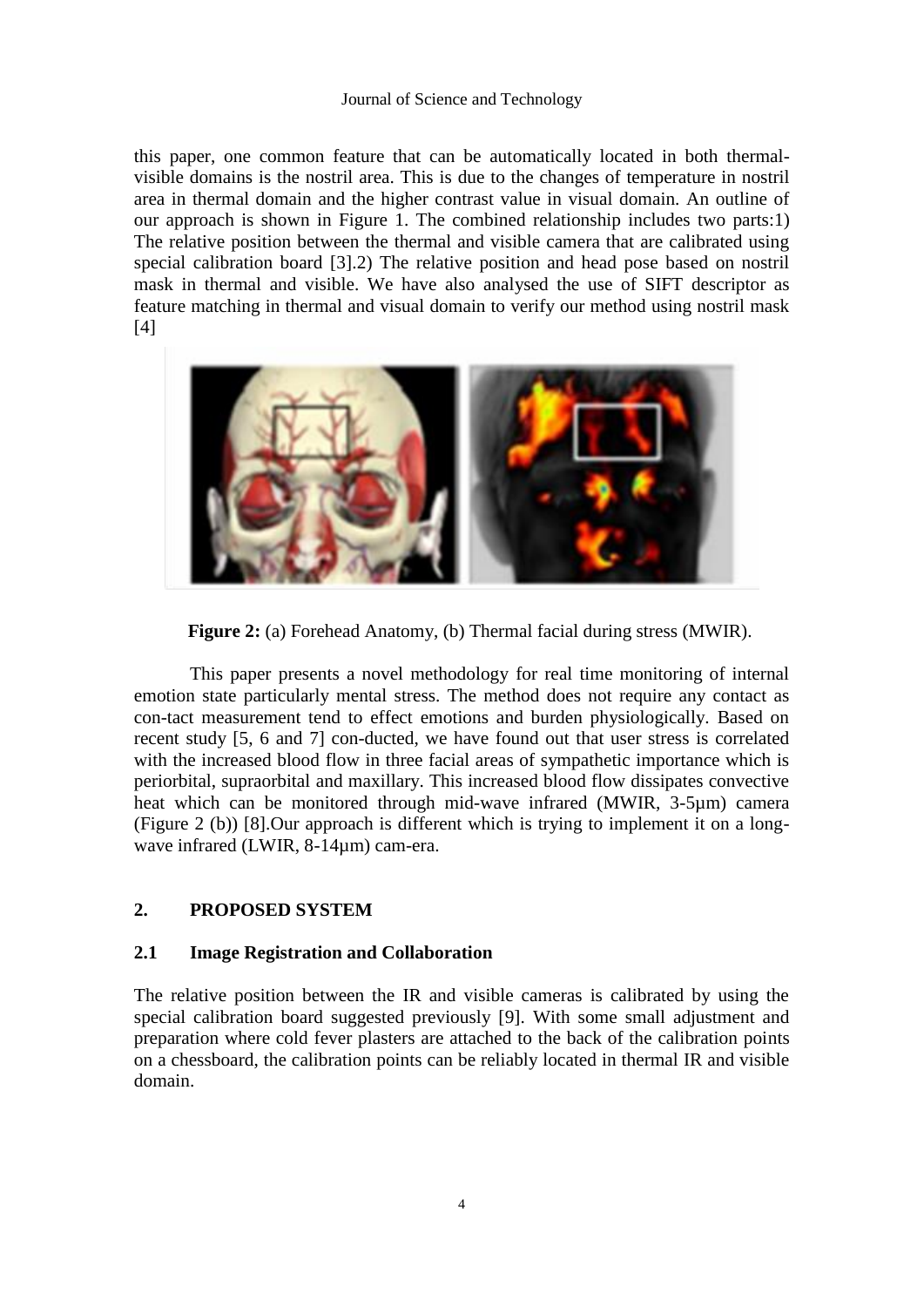this paper, one common feature that can be automatically located in both thermal-visible domains is the nostril area. This is due to the changes of temperature in nostril area in thermal domain and the higher contrast value in visual domain. An outline of our approach is shown in Figure 1. The combined relationship includes two parts:1) The relative position between the thermal and visible camera that are calibrated using special calibration board [3].2) The relative position and head pose based on nostril mask in thermal and visible. We have also analysed the use of SIFT descriptor as feature matching in thermal and visual domain to verify our method using nostril mask [4]

**Figure 2:** (a) Forehead Anatomy, (b) Thermal facial during stress (MWIR).

This paper presents a novel methodology for real time monitoring of internal emotion state particularly mental stress. The method does not require any contact as con-tact measurement tend to effect emotions and burden physiologically. Based on recent study [5, 6 and 7] con-ducted, we have found out that user stress is correlated with the increased blood flow in three facial areas of sympathetic importance which is periorbital, supraorbital and maxillary. This increased blood flow dissipates convective heat which can be monitored through mid-wave infrared (MWIR, 3-5µm) camera (Figure 2 (b)) [8].Our approach is different which is trying to implement it on a long-wave infrared (LWIR, 8-14µm) cam-era.

## 2. PROPOSED SYSTEM

### 2.1 Image Registration and Collaboration

The relative position between the IR and visible cameras is calibrated by using the special calibration board suggested previously [9]. With some small adjustment and preparation where cold fever plasters are attached to the back of the calibration points on a chessboard, the calibration points can be reliably located in thermal IR and visible domain.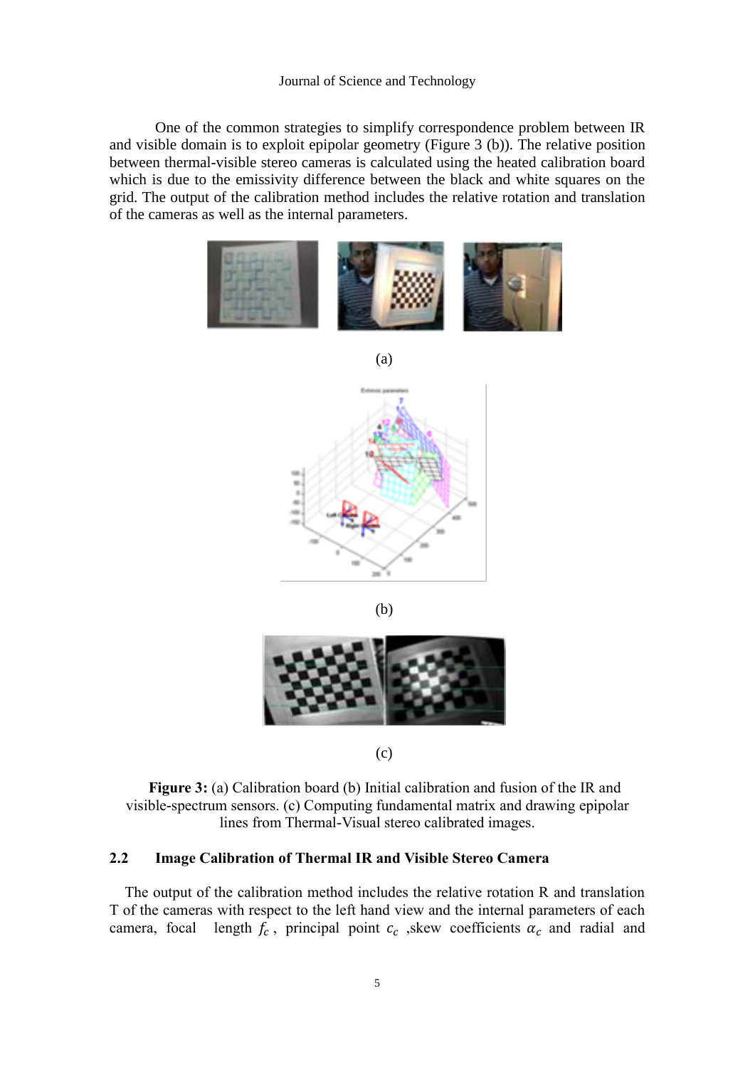One of the common strategies to simplify correspondence problem between IR and visible domain is to exploit epipolar geometry (Figure 3 (b)). The relative position between thermal-visible stereo cameras is calculated using the heated calibration board which is due to the emissivity difference between the black and white squares on the grid. The output of the calibration method includes the relative rotation and translation of the cameras as well as the internal parameters.

(a)

Extrinsic parameters

(b)

(c)

**Figure 3:** (a) Calibration board (b) Initial calibration and fusion of the IR and visible-spectrum sensors. (c) Computing fundamental matrix and drawing epipolar lines from Thermal-Visual stereo calibrated images.

## 2.2 Image Calibration of Thermal IR and Visible Stereo Camera

The output of the calibration method includes the relative rotation R and translation T of the cameras with respect to the left hand view and the internal parameters of each camera, focal length $f_c$, principal point $c_c$ ,skew coefficients $\alpha_c$ and radial and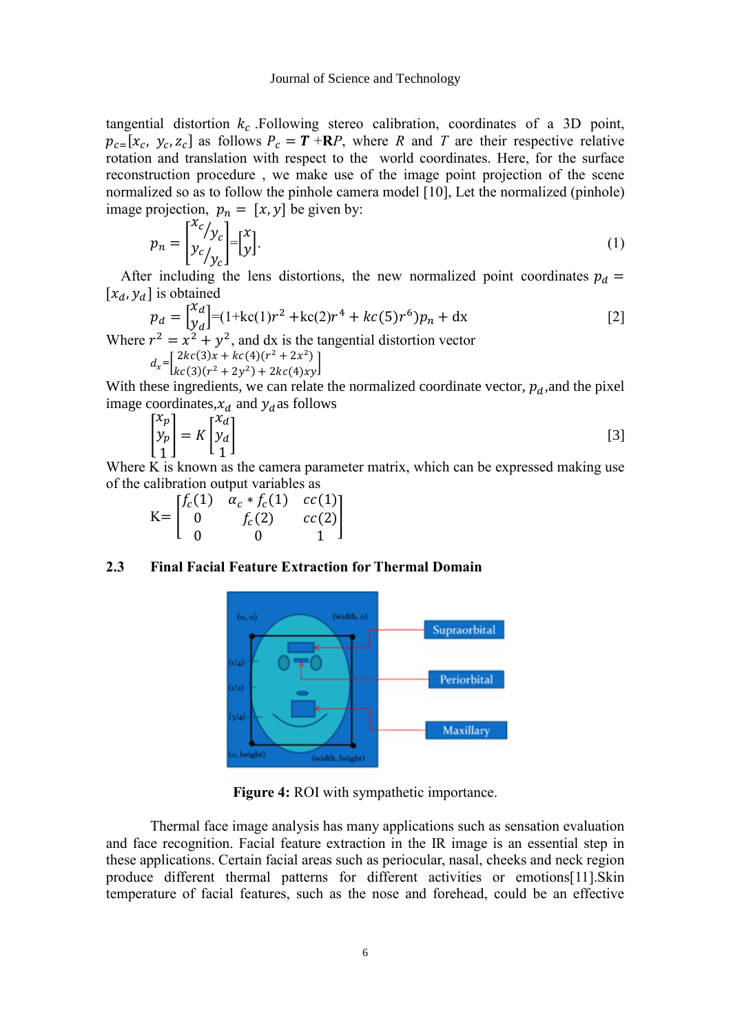tangential distortion $k_c$ .Following stereo calibration, coordinates of a 3D point, $p_{c=}[x_c,\ y_c, z_c]$ as follows $P_c = \boldsymbol{T} + \mathbf{R}P$, where $R$ and $T$ are their respective relative rotation and translation with respect to the world coordinates. Here, for the surface reconstruction procedure , we make use of the image point projection of the scene normalized so as to follow the pinhole camera model [10], Let the normalized (pinhole) image projection, $p_n = [x, y]$ be given by:

$$p_n = \begin{bmatrix} x_c/y_c \\ y_c/y_c \end{bmatrix} = \begin{bmatrix} x \\ y \end{bmatrix}. \tag{1}$$

After including the lens distortions, the new normalized point coordinates $p_d = [x_d, y_d]$ is obtained

$$p_d = \begin{bmatrix} x_d \\ y_d \end{bmatrix} = (1+\mathrm{kc}(1)r^2 + \mathrm{kc}(2)r^4 + kc(5)r^6)p_n + \mathrm{dx} \qquad [2]$$

Where $r^2 = x^2 + y^2$, and dx is the tangential distortion vector

$$d_x = \begin{bmatrix} 2kc(3)x + kc(4)(r^2 + 2x^2) \\ kc(3)(r^2 + 2y^2) + 2kc(4)xy \end{bmatrix}$$

With these ingredients, we can relate the normalized coordinate vector, $p_d$,and the pixel image coordinates,$x_d$ and $y_d$ as follows

$$\begin{bmatrix} x_p \\ y_p \\ 1 \end{bmatrix} = K \begin{bmatrix} x_d \\ y_d \\ 1 \end{bmatrix} \qquad [3]$$

Where K is known as the camera parameter matrix, which can be expressed making use of the calibration output variables as

$$\mathrm{K} = \begin{bmatrix} f_c(1) & \alpha_c * f_c(1) & cc(1) \\ 0 & f_c(2) & cc(2) \\ 0 & 0 & 1 \end{bmatrix}$$

### 2.3 Final Facial Feature Extraction for Thermal Domain

(o, o)
(width, o)
(1/4)
(1/2)
(3/4)
(o, height)
(width, height)
Supraorbital
Periorbital
Maxillary

**Figure 4:** ROI with sympathetic importance.

Thermal face image analysis has many applications such as sensation evaluation and face recognition. Facial feature extraction in the IR image is an essential step in these applications. Certain facial areas such as periocular, nasal, cheeks and neck region produce different thermal patterns for different activities or emotions[11].Skin temperature of facial features, such as the nose and forehead, could be an effective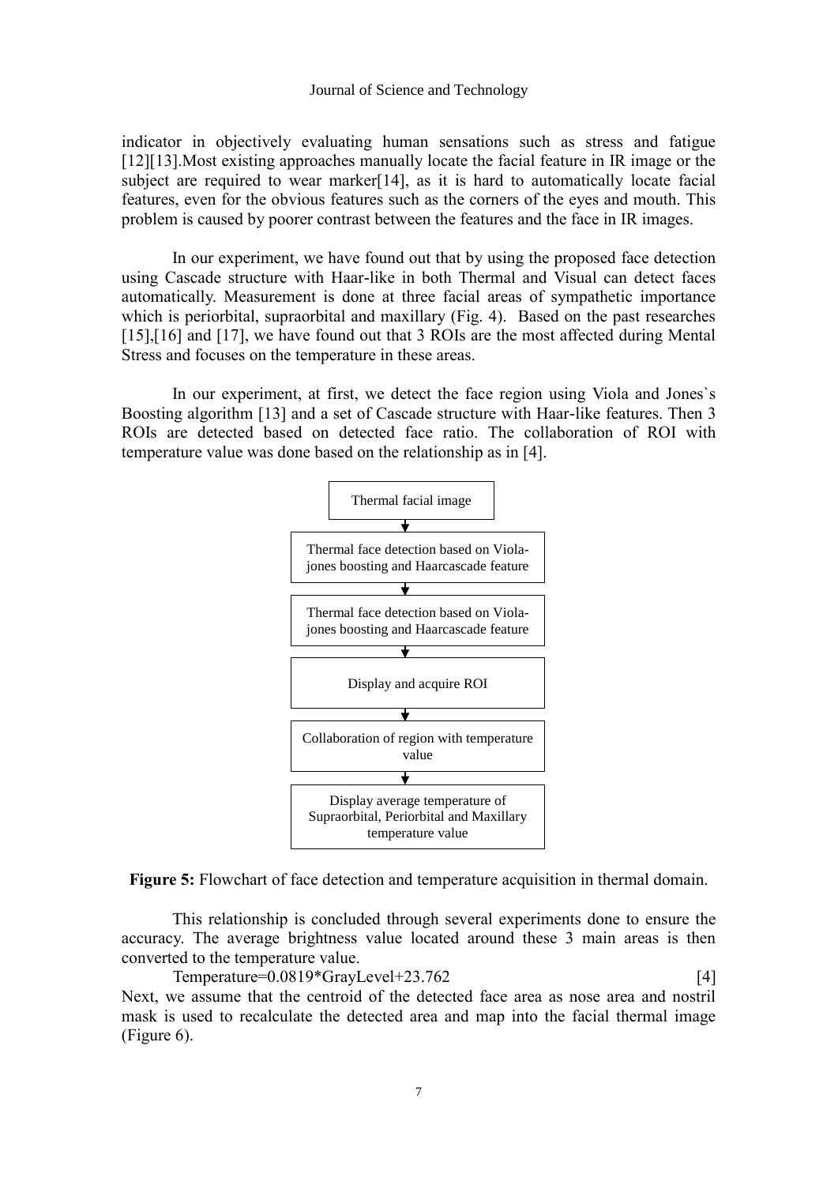indicator in objectively evaluating human sensations such as stress and fatigue [12][13].Most existing approaches manually locate the facial feature in IR image or the subject are required to wear marker[14], as it is hard to automatically locate facial features, even for the obvious features such as the corners of the eyes and mouth. This problem is caused by poorer contrast between the features and the face in IR images.

In our experiment, we have found out that by using the proposed face detection using Cascade structure with Haar-like in both Thermal and Visual can detect faces automatically. Measurement is done at three facial areas of sympathetic importance which is periorbital, supraorbital and maxillary (Fig. 4). Based on the past researches [15],[16] and [17], we have found out that 3 ROIs are the most affected during Mental Stress and focuses on the temperature in these areas.

In our experiment, at first, we detect the face region using Viola and Jones`s Boosting algorithm [13] and a set of Cascade structure with Haar-like features. Then 3 ROIs are detected based on detected face ratio. The collaboration of ROI with temperature value was done based on the relationship as in [4].

Thermal facial image

Thermal face detection based on Viola-jones boosting and Haarcascade feature

Thermal face detection based on Viola-jones boosting and Haarcascade feature

Display and acquire ROI

Collaboration of region with temperature value

Display average temperature of Supraorbital, Periorbital and Maxillary temperature value

**Figure 5:** Flowchart of face detection and temperature acquisition in thermal domain.

This relationship is concluded through several experiments done to ensure the accuracy. The average brightness value located around these 3 main areas is then converted to the temperature value.

$$\text{Temperature}=0.0819*\text{GrayLevel}+23.762 \quad [4]$$

Next, we assume that the centroid of the detected face area as nose area and nostril mask is used to recalculate the detected area and map into the facial thermal image (Figure 6).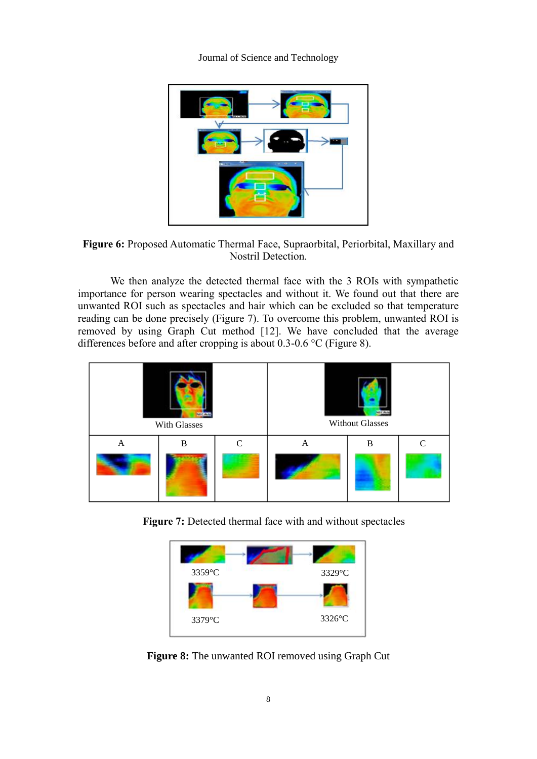**Figure 6:** Proposed Automatic Thermal Face, Supraorbital, Periorbital, Maxillary and Nostril Detection.

We then analyze the detected thermal face with the 3 ROIs with sympathetic importance for person wearing spectacles and without it. We found out that there are unwanted ROI such as spectacles and hair which can be excluded so that temperature reading can be done precisely (Figure 7). To overcome this problem, unwanted ROI is removed by using Graph Cut method [12]. We have concluded that the average differences before and after cropping is about 0.3-0.6 °C (Figure 8).

With Glasses

Without Glasses

A B C A B C

**Figure 7:** Detected thermal face with and without spectacles

3359°C

3329°C

3379°C

3326°C

**Figure 8:** The unwanted ROI removed using Graph Cut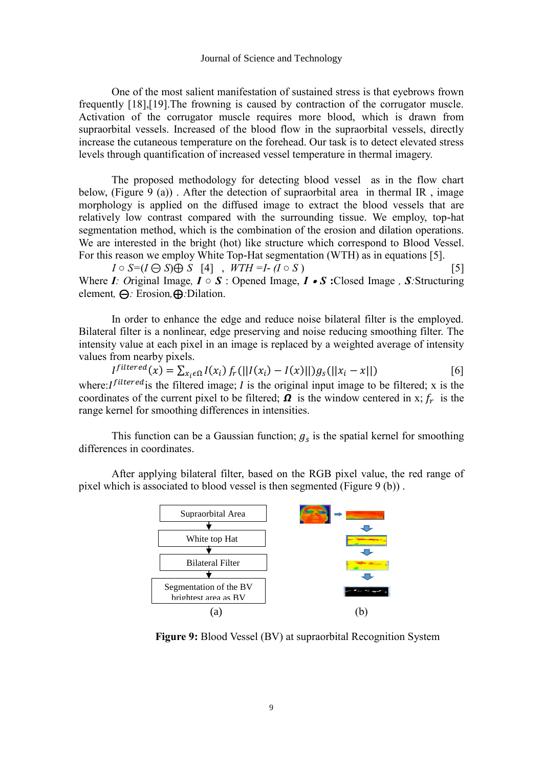One of the most salient manifestation of sustained stress is that eyebrows frown frequently [18],[19].The frowning is caused by contraction of the corrugator muscle. Activation of the corrugator muscle requires more blood, which is drawn from supraorbital vessels. Increased of the blood flow in the supraorbital vessels, directly increase the cutaneous temperature on the forehead. Our task is to detect elevated stress levels through quantification of increased vessel temperature in thermal imagery.

The proposed methodology for detecting blood vessel as in the flow chart below, (Figure 9 (a)) . After the detection of supraorbital area in thermal IR , image morphology is applied on the diffused image to extract the blood vessels that are relatively low contrast compared with the surrounding tissue. We employ, top-hat segmentation method, which is the combination of the erosion and dilation operations. We are interested in the bright (hot) like structure which correspond to Blood Vessel. For this reason we employ White Top-Hat segmentation (WTH) as in equations [5].

$I \circ S = (I \ominus S) \oplus S$ [4] , $WTH = I - (I \circ S)$ [5]

Where ***I***: *O*riginal Image, $\boldsymbol{I} \circ \boldsymbol{S}$ : Opened Image, $\boldsymbol{I} \bullet \boldsymbol{S}$ **:**Closed Image , ***S***:Structuring element, $\ominus$: Erosion, $\oplus$:Dilation.

In order to enhance the edge and reduce noise bilateral filter is the employed. Bilateral filter is a nonlinear, edge preserving and noise reducing smoothing filter. The intensity value at each pixel in an image is replaced by a weighted average of intensity values from nearby pixels.

$$I^{filtered}(x) = \sum_{x_i \epsilon \Omega} I(x_i)\, f_r(||I(x_i) - I(x)||)g_s(||x_i - x||) \quad [6]$$

where: $I^{filtered}$ is the filtered image; *I* is the original input image to be filtered; x is the coordinates of the current pixel to be filtered; $\boldsymbol{\Omega}$ is the window centered in x; $f_r$ is the range kernel for smoothing differences in intensities.

This function can be a Gaussian function; $g_s$ is the spatial kernel for smoothing differences in coordinates.

After applying bilateral filter, based on the RGB pixel value, the red range of pixel which is associated to blood vessel is then segmented (Figure 9 (b)) .

Supraorbital Area

White top Hat

Bilateral Filter

Segmentation of the BV brightest area as BV

(a)

(b)

**Figure 9:** Blood Vessel (BV) at supraorbital Recognition System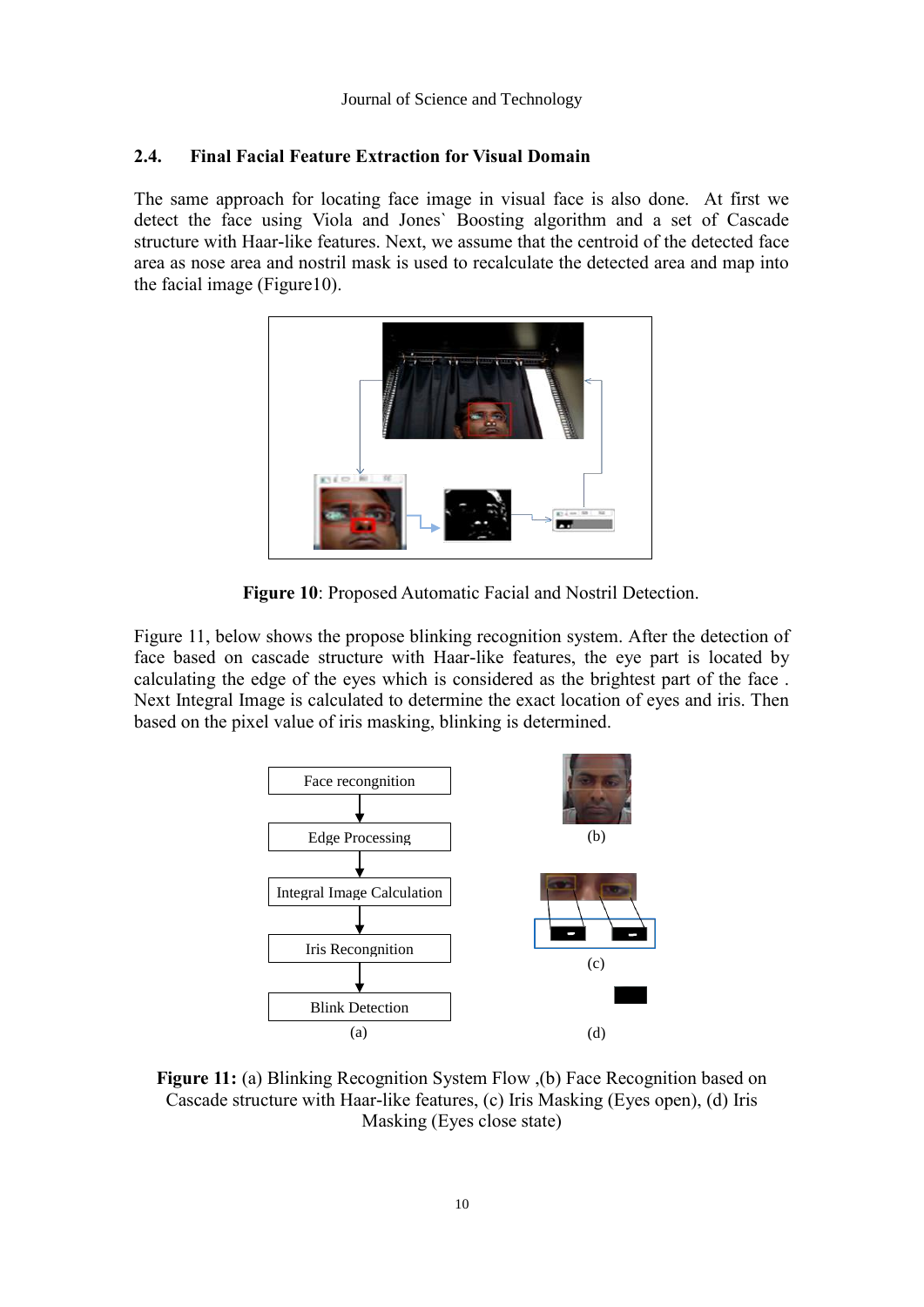### 2.4. Final Facial Feature Extraction for Visual Domain

The same approach for locating face image in visual face is also done. At first we detect the face using Viola and Jones` Boosting algorithm and a set of Cascade structure with Haar-like features. Next, we assume that the centroid of the detected face area as nose area and nostril mask is used to recalculate the detected area and map into the facial image (Figure10).

**Figure 10**: Proposed Automatic Facial and Nostril Detection.

Figure 11, below shows the propose blinking recognition system. After the detection of face based on cascade structure with Haar-like features, the eye part is located by calculating the edge of the eyes which is considered as the brightest part of the face . Next Integral Image is calculated to determine the exact location of eyes and iris. Then based on the pixel value of iris masking, blinking is determined.

Face recongnition

Edge Processing

Integral Image Calculation

Iris Recongnition

Blink Detection

(a)

(b)

(c)

(d)

**Figure 11:** (a) Blinking Recognition System Flow ,(b) Face Recognition based on Cascade structure with Haar-like features, (c) Iris Masking (Eyes open), (d) Iris Masking (Eyes close state)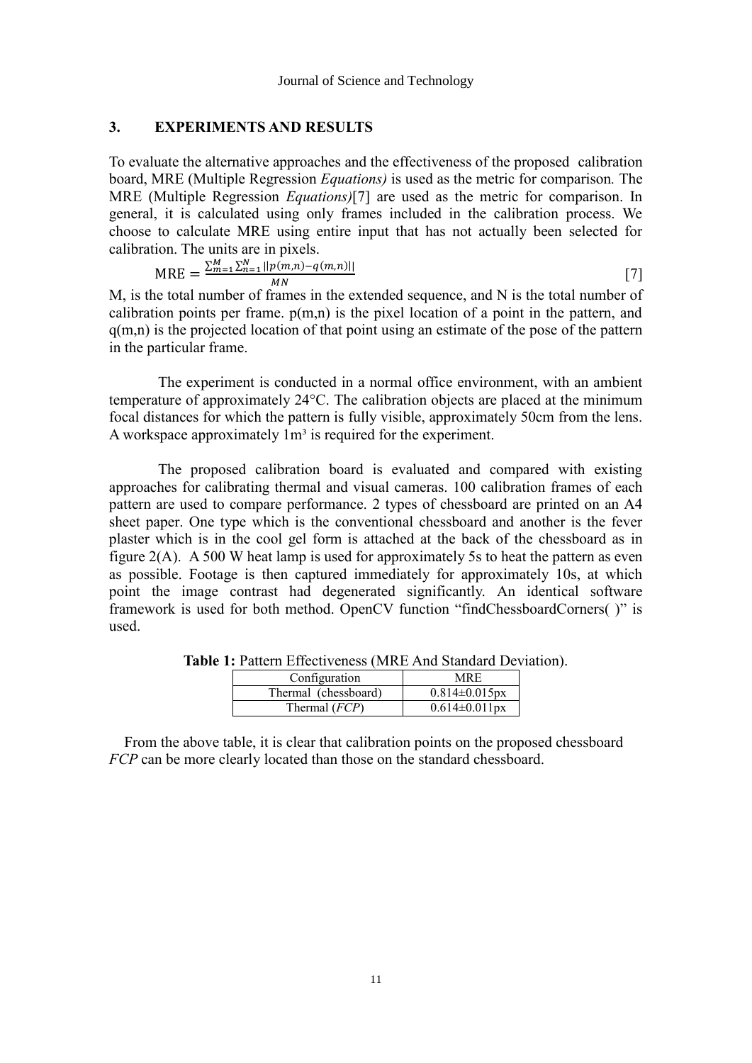## 3. EXPERIMENTS AND RESULTS

To evaluate the alternative approaches and the effectiveness of the proposed calibration board, MRE (Multiple Regression *Equations)* is used as the metric for comparison*.* The MRE (Multiple Regression *Equations)*[7] are used as the metric for comparison. In general, it is calculated using only frames included in the calibration process. We choose to calculate MRE using entire input that has not actually been selected for calibration. The units are in pixels.

$$\mathrm{MRE} = \frac{\sum_{m=1}^{M}\sum_{n=1}^{N}||p(m,n)-q(m,n)||}{MN} \qquad [7]$$

M, is the total number of frames in the extended sequence, and N is the total number of calibration points per frame. p(m,n) is the pixel location of a point in the pattern, and q(m,n) is the projected location of that point using an estimate of the pose of the pattern in the particular frame.

The experiment is conducted in a normal office environment, with an ambient temperature of approximately 24°C. The calibration objects are placed at the minimum focal distances for which the pattern is fully visible, approximately 50cm from the lens. A workspace approximately $1m^3$ is required for the experiment.

The proposed calibration board is evaluated and compared with existing approaches for calibrating thermal and visual cameras. 100 calibration frames of each pattern are used to compare performance. 2 types of chessboard are printed on an A4 sheet paper. One type which is the conventional chessboard and another is the fever plaster which is in the cool gel form is attached at the back of the chessboard as in figure 2(A). A 500 W heat lamp is used for approximately 5s to heat the pattern as even as possible. Footage is then captured immediately for approximately 10s, at which point the image contrast had degenerated significantly. An identical software framework is used for both method. OpenCV function "findChessboardCorners( )" is used.

**Table 1:** Pattern Effectiveness (MRE And Standard Deviation).

| Configuration | MRE |
|---|---|
| Thermal (chessboard) | 0.814±0.015px |
| Thermal (*FCP*) | 0.614±0.011px |

From the above table, it is clear that calibration points on the proposed chessboard *FCP* can be more clearly located than those on the standard chessboard.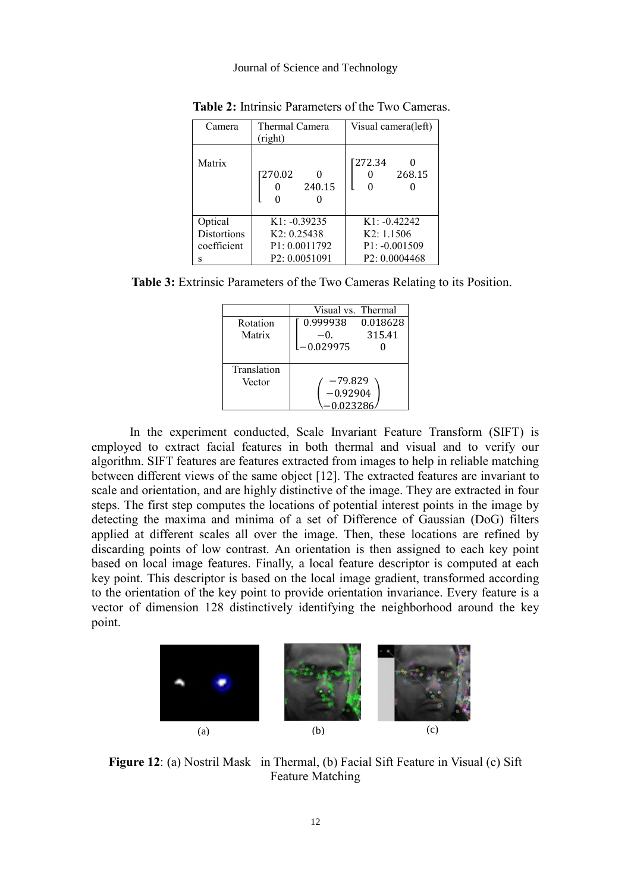**Table 2:** Intrinsic Parameters of the Two Cameras.

| Camera | Thermal Camera (right) | Visual camera(left) |
|---|---|---|
| Matrix | $\begin{bmatrix} 270.02 & 0 \\ 0 & 240.15 \\ 0 & 0 \end{bmatrix}$ | $\begin{bmatrix} 272.34 & 0 \\ 0 & 268.15 \\ 0 & 0 \end{bmatrix}$ |
| Optical Distortions coefficients | K1: -0.39235<br>K2: 0.25438<br>P1: 0.0011792<br>P2: 0.0051091 | K1: -0.42242<br>K2: 1.1506<br>P1: -0.001509<br>P2: 0.0004468 |

**Table 3:** Extrinsic Parameters of the Two Cameras Relating to its Position.

| | Visual vs. Thermal |
|---|---|
| Rotation Matrix | $\begin{bmatrix} 0.999938 & 0.018628 \\ -0. & 315.41 \\ -0.029975 & 0 \end{bmatrix}$ |
| Translation Vector | $\begin{pmatrix} -79.829 \\ -0.92904 \\ -0.023286 \end{pmatrix}$ |

In the experiment conducted, Scale Invariant Feature Transform (SIFT) is employed to extract facial features in both thermal and visual and to verify our algorithm. SIFT features are features extracted from images to help in reliable matching between different views of the same object [12]. The extracted features are invariant to scale and orientation, and are highly distinctive of the image. They are extracted in four steps. The first step computes the locations of potential interest points in the image by detecting the maxima and minima of a set of Difference of Gaussian (DoG) filters applied at different scales all over the image. Then, these locations are refined by discarding points of low contrast. An orientation is then assigned to each key point based on local image features. Finally, a local feature descriptor is computed at each key point. This descriptor is based on the local image gradient, transformed according to the orientation of the key point to provide orientation invariance. Every feature is a vector of dimension 128 distinctively identifying the neighborhood around the key point.

(a) (b) (c)

**Figure 12**: (a) Nostril Mask in Thermal, (b) Facial Sift Feature in Visual (c) Sift Feature Matching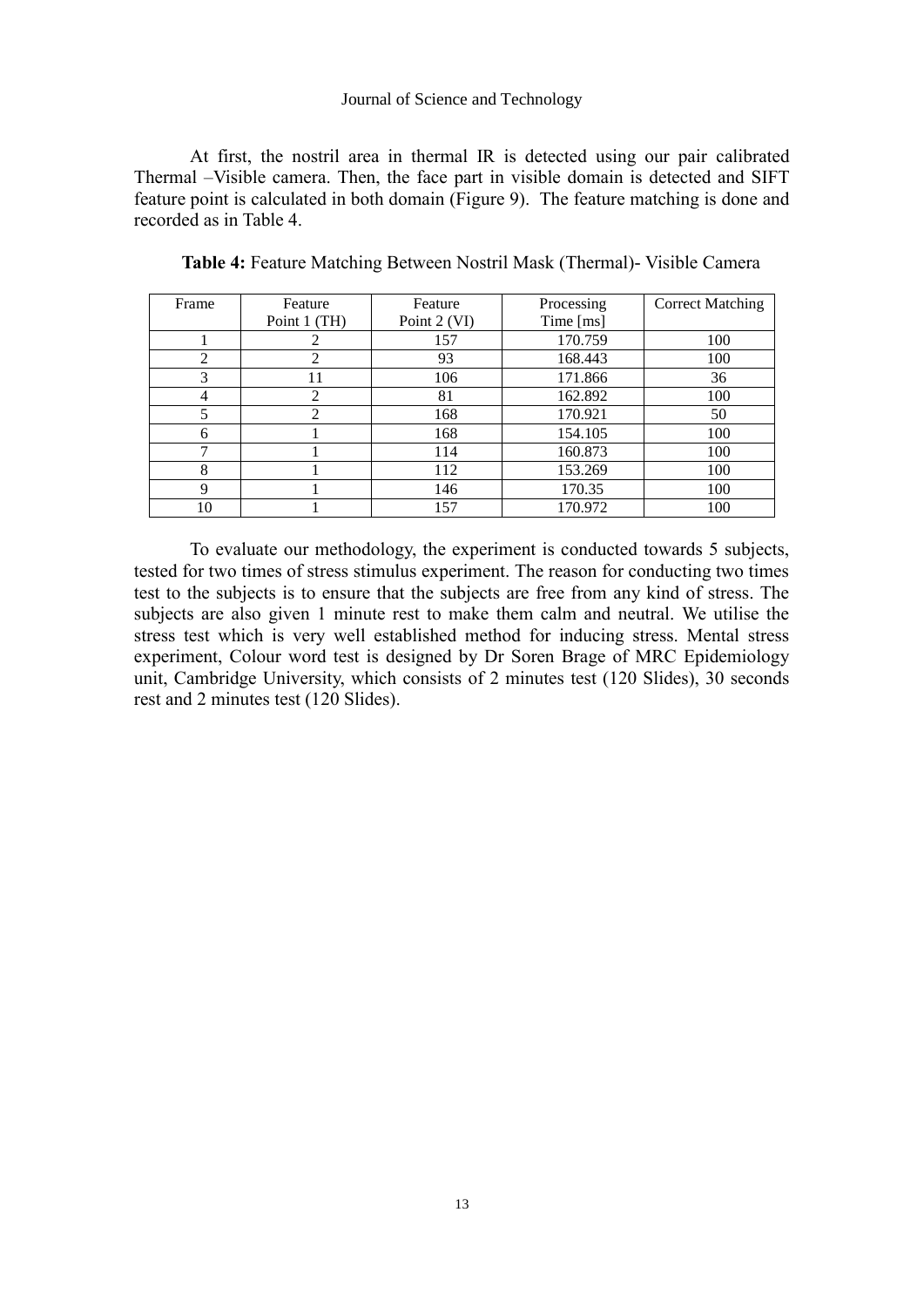At first, the nostril area in thermal IR is detected using our pair calibrated Thermal –Visible camera. Then, the face part in visible domain is detected and SIFT feature point is calculated in both domain (Figure 9). The feature matching is done and recorded as in Table 4.

**Table 4:** Feature Matching Between Nostril Mask (Thermal)- Visible Camera

| Frame | Feature Point 1 (TH) | Feature Point 2 (VI) | Processing Time [ms] | Correct Matching |
|---|---|---|---|---|
| 1 | 2 | 157 | 170.759 | 100 |
| 2 | 2 | 93 | 168.443 | 100 |
| 3 | 11 | 106 | 171.866 | 36 |
| 4 | 2 | 81 | 162.892 | 100 |
| 5 | 2 | 168 | 170.921 | 50 |
| 6 | 1 | 168 | 154.105 | 100 |
| 7 | 1 | 114 | 160.873 | 100 |
| 8 | 1 | 112 | 153.269 | 100 |
| 9 | 1 | 146 | 170.35 | 100 |
| 10 | 1 | 157 | 170.972 | 100 |

To evaluate our methodology, the experiment is conducted towards 5 subjects, tested for two times of stress stimulus experiment. The reason for conducting two times test to the subjects is to ensure that the subjects are free from any kind of stress. The subjects are also given 1 minute rest to make them calm and neutral. We utilise the stress test which is very well established method for inducing stress. Mental stress experiment, Colour word test is designed by Dr Soren Brage of MRC Epidemiology unit, Cambridge University, which consists of 2 minutes test (120 Slides), 30 seconds rest and 2 minutes test (120 Slides).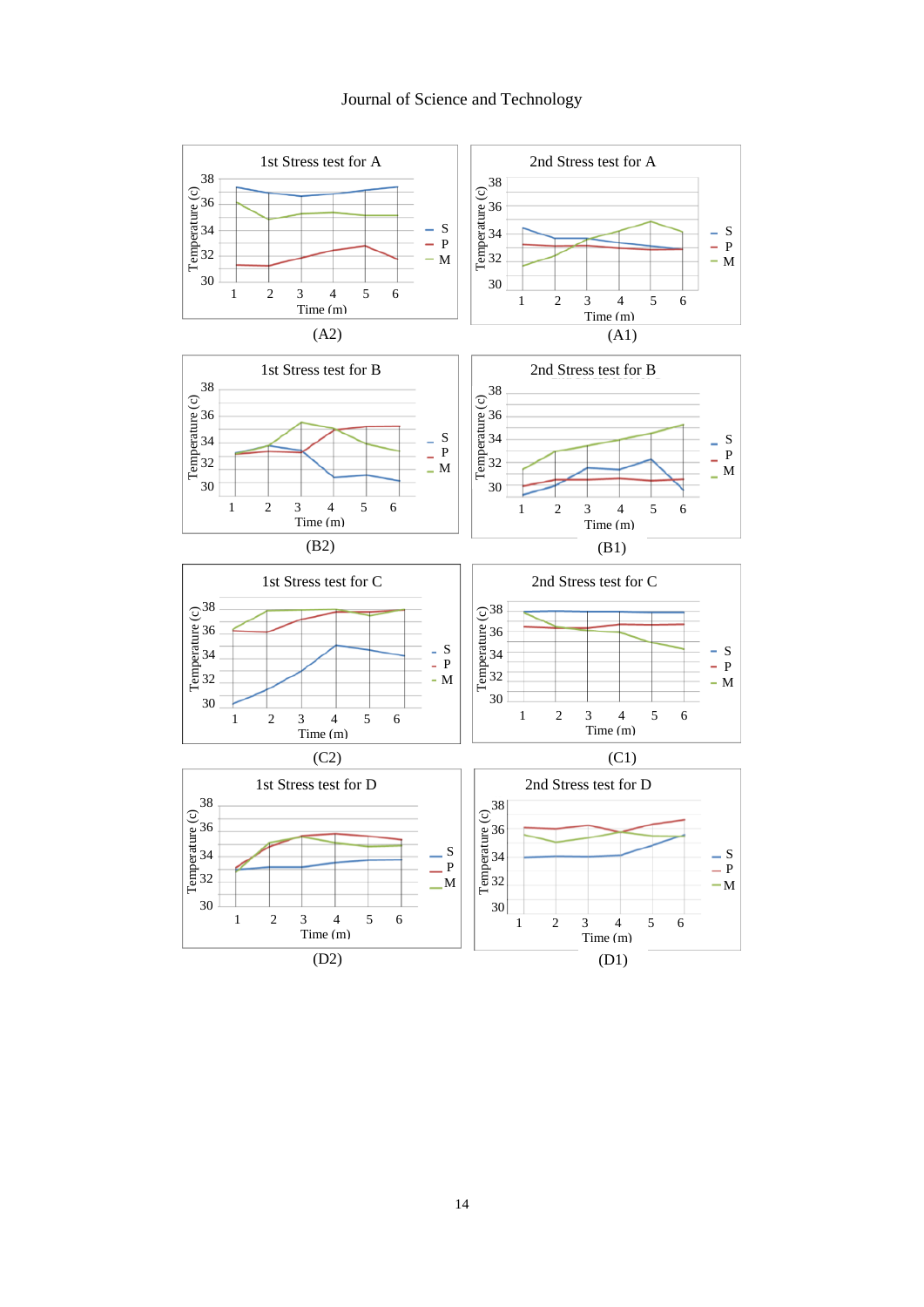1st Stress test for A

38
36
34
32
30

Temperature (c)

1 2 3 4 5 6

Time (m)

S
P
M

(A2)

2nd Stress test for A

38
36
34
32
30

Temperature (c)

1 2 3 4 5 6

Time (m)

S
P
M

(A1)

1st Stress test for B

38
36
34
32
30

Temperature (c)

1 2 3 4 5 6

Time (m)

S
P
M

(B2)

2nd Stress test for B

38
36
34
32
30

Temperature (c)

1 2 3 4 5 6

Time (m)

S
P
M

(B1)

1st Stress test for C

38
36
34
32
30

Temperature (c)

1 2 3 4 5 6

Time (m)

S
P
M

(C2)

2nd Stress test for C

38
36
34
32
30

Temperature (c)

1 2 3 4 5 6

Time (m)

S
P
M

(C1)

1st Stress test for D

38
36
34
32
30

Temperature (c)

1 2 3 4 5 6

Time (m)

S
P
M

(D2)

2nd Stress test for D

38
36
34
32
30

Temperature (c)

1 2 3 4 5 6

Time (m)

S
P
M

(D1)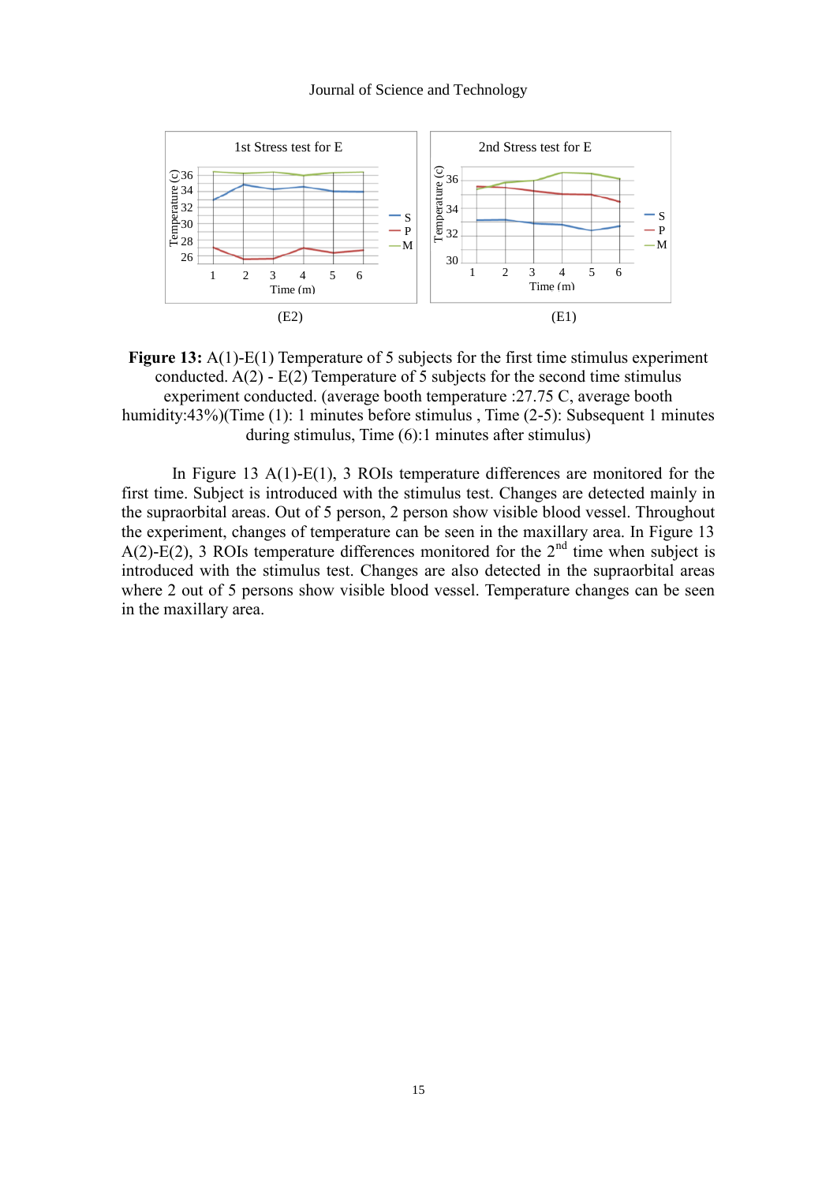1st Stress test for E

Temperature (c)

36
34
32
30
28
26

1 2 3 4 5 6

Time (m)

S
P
M

(E2)

2nd Stress test for E

Temperature (c)

36
34
32
30

1 2 3 4 5 6

Time (m)

S
P
M

(E1)

**Figure 13:** A(1)-E(1) Temperature of 5 subjects for the first time stimulus experiment conducted. A(2) - E(2) Temperature of 5 subjects for the second time stimulus experiment conducted. (average booth temperature :27.75 C, average booth humidity:43%)(Time (1): 1 minutes before stimulus , Time (2-5): Subsequent 1 minutes during stimulus, Time (6):1 minutes after stimulus)

In Figure 13 A(1)-E(1), 3 ROIs temperature differences are monitored for the first time. Subject is introduced with the stimulus test. Changes are detected mainly in the supraorbital areas. Out of 5 person, 2 person show visible blood vessel. Throughout the experiment, changes of temperature can be seen in the maxillary area. In Figure 13 A(2)-E(2), 3 ROIs temperature differences monitored for the 2nd time when subject is introduced with the stimulus test. Changes are also detected in the supraorbital areas where 2 out of 5 persons show visible blood vessel. Temperature changes can be seen in the maxillary area.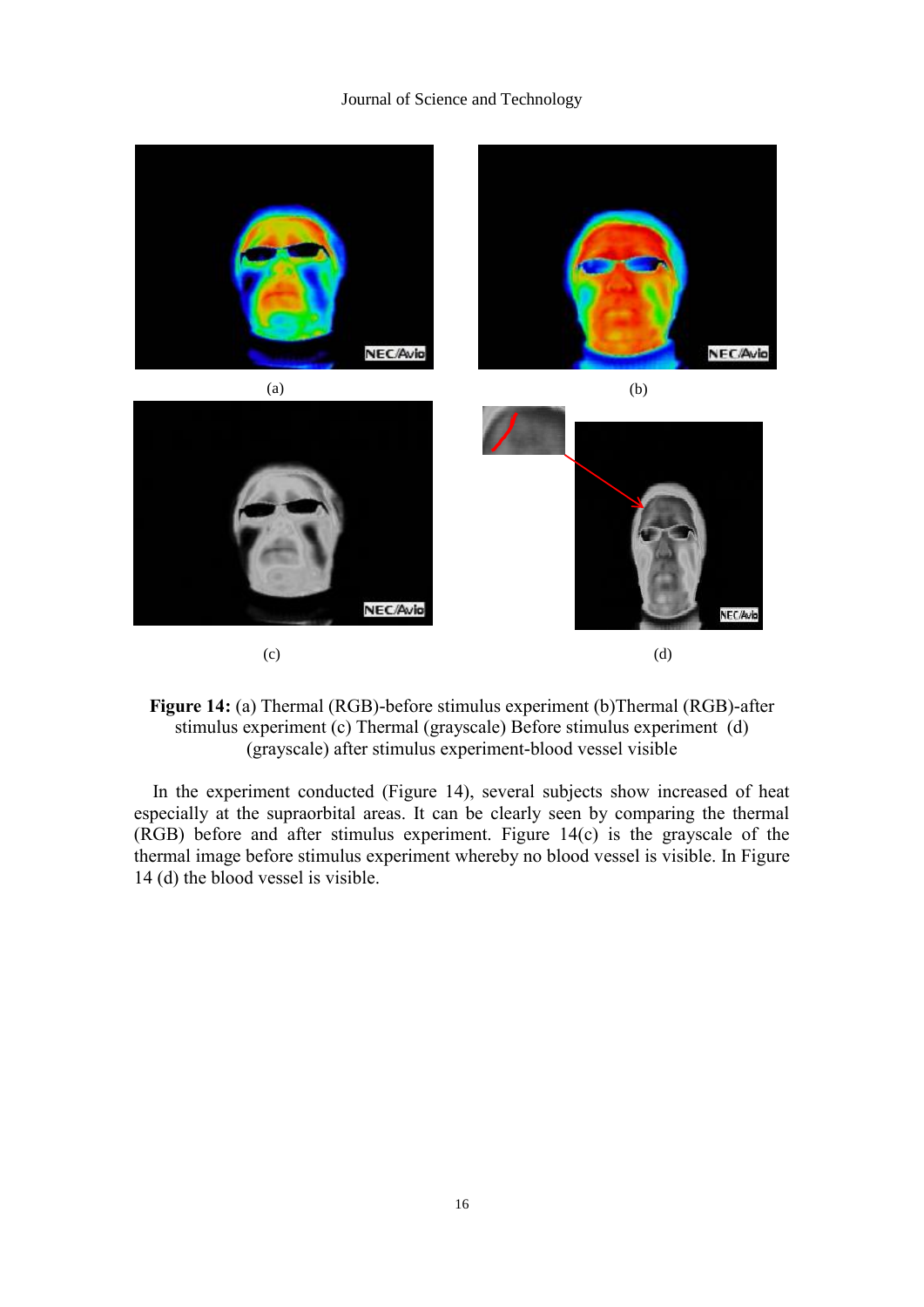(a)

(b)

(c)

(d)

**Figure 14:** (a) Thermal (RGB)-before stimulus experiment (b)Thermal (RGB)-after stimulus experiment (c) Thermal (grayscale) Before stimulus experiment (d) (grayscale) after stimulus experiment-blood vessel visible

In the experiment conducted (Figure 14), several subjects show increased of heat especially at the supraorbital areas. It can be clearly seen by comparing the thermal (RGB) before and after stimulus experiment. Figure 14(c) is the grayscale of the thermal image before stimulus experiment whereby no blood vessel is visible. In Figure 14 (d) the blood vessel is visible.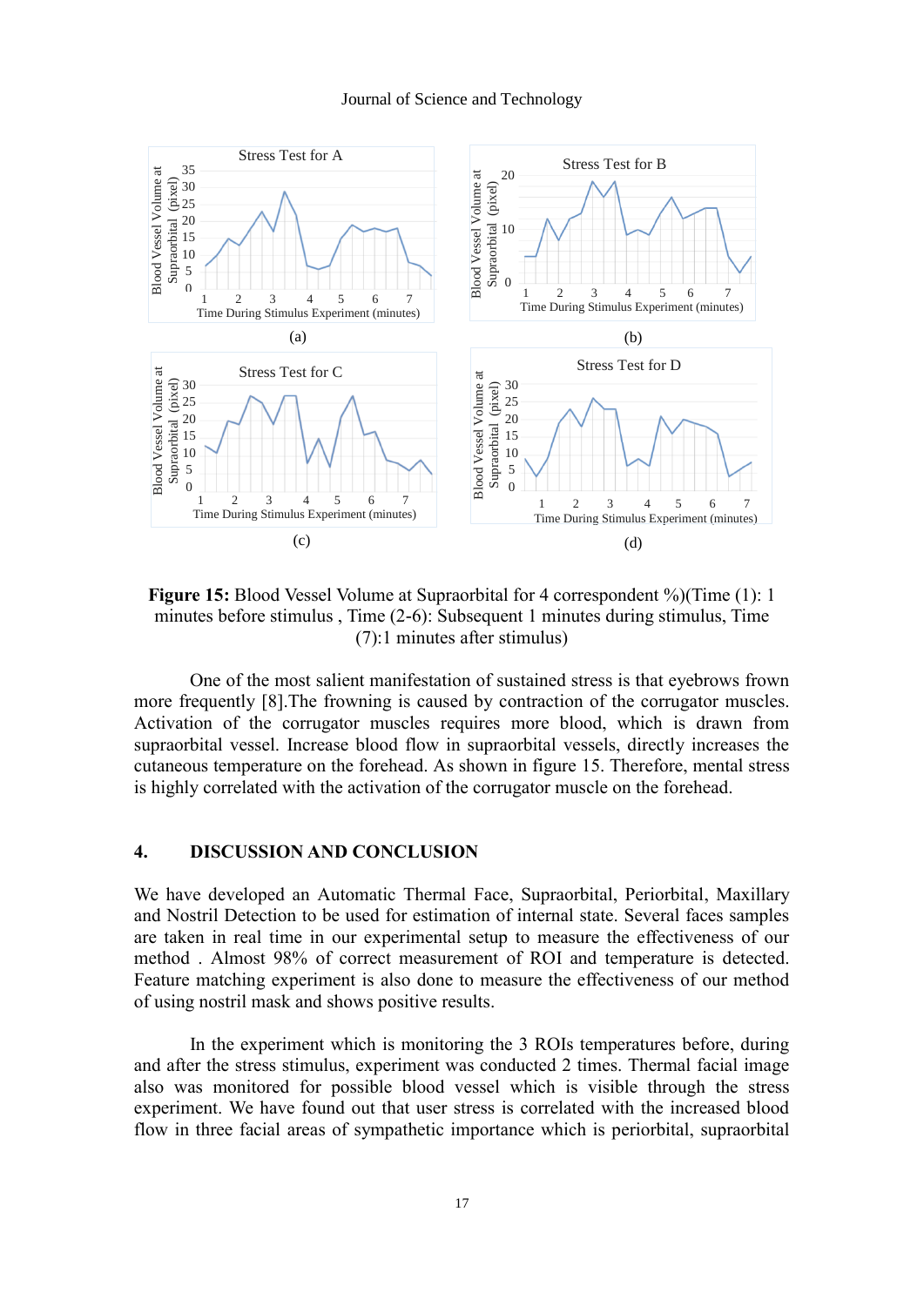Stress Test for A

Blood Vessel Volume at Supraorbital (pixel)

35
30
25
20
15
10
5
0

1 2 3 4 5 6 7

Time During Stimulus Experiment (minutes)

(a)

Stress Test for B

Blood Vessel Volume at Supraorbital (pixel)

20
10
0

1 2 3 4 5 6 7

Time During Stimulus Experiment (minutes)

(b)

Stress Test for C

Blood Vessel Volume at Supraorbital (pixel)

30
25
20
15
10
5
0

1 2 3 4 5 6 7

Time During Stimulus Experiment (minutes)

(c)

Stress Test for D

Blood Vessel Volume at Supraorbital (pixel)

30
25
20
15
10
5
0

1 2 3 4 5 6 7

Time During Stimulus Experiment (minutes)

(d)

**Figure 15:** Blood Vessel Volume at Supraorbital for 4 correspondent %)(Time (1): 1 minutes before stimulus , Time (2-6): Subsequent 1 minutes during stimulus, Time (7):1 minutes after stimulus)

One of the most salient manifestation of sustained stress is that eyebrows frown more frequently [8].The frowning is caused by contraction of the corrugator muscles. Activation of the corrugator muscles requires more blood, which is drawn from supraorbital vessel. Increase blood flow in supraorbital vessels, directly increases the cutaneous temperature on the forehead. As shown in figure 15. Therefore, mental stress is highly correlated with the activation of the corrugator muscle on the forehead.

## 4. DISCUSSION AND CONCLUSION

We have developed an Automatic Thermal Face, Supraorbital, Periorbital, Maxillary and Nostril Detection to be used for estimation of internal state. Several faces samples are taken in real time in our experimental setup to measure the effectiveness of our method . Almost 98% of correct measurement of ROI and temperature is detected. Feature matching experiment is also done to measure the effectiveness of our method of using nostril mask and shows positive results.

In the experiment which is monitoring the 3 ROIs temperatures before, during and after the stress stimulus, experiment was conducted 2 times. Thermal facial image also was monitored for possible blood vessel which is visible through the stress experiment. We have found out that user stress is correlated with the increased blood flow in three facial areas of sympathetic importance which is periorbital, supraorbital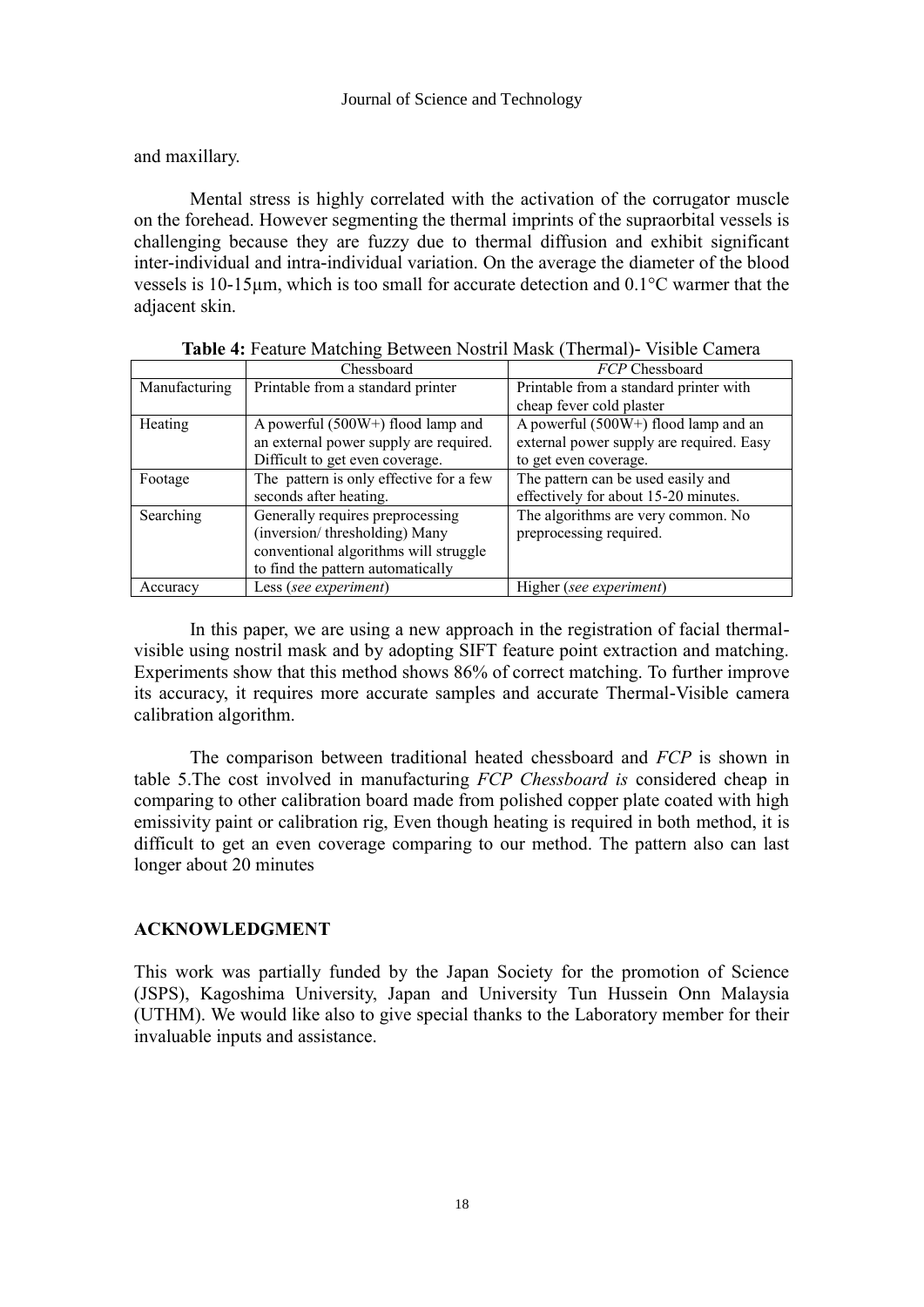and maxillary.

Mental stress is highly correlated with the activation of the corrugator muscle on the forehead. However segmenting the thermal imprints of the supraorbital vessels is challenging because they are fuzzy due to thermal diffusion and exhibit significant inter-individual and intra-individual variation. On the average the diameter of the blood vessels is 10-15µm, which is too small for accurate detection and 0.1°C warmer that the adjacent skin.

**Table 4:** Feature Matching Between Nostril Mask (Thermal)- Visible Camera

| | Chessboard | *FCP* Chessboard |
|---|---|---|
| Manufacturing | Printable from a standard printer | Printable from a standard printer with cheap fever cold plaster |
| Heating | A powerful (500W+) flood lamp and an external power supply are required. Difficult to get even coverage. | A powerful (500W+) flood lamp and an external power supply are required. Easy to get even coverage. |
| Footage | The pattern is only effective for a few seconds after heating. | The pattern can be used easily and effectively for about 15-20 minutes. |
| Searching | Generally requires preprocessing (inversion/ thresholding) Many conventional algorithms will struggle to find the pattern automatically | The algorithms are very common. No preprocessing required. |
| Accuracy | Less (*see experiment*) | Higher (*see experiment*) |

In this paper, we are using a new approach in the registration of facial thermal-visible using nostril mask and by adopting SIFT feature point extraction and matching. Experiments show that this method shows 86% of correct matching. To further improve its accuracy, it requires more accurate samples and accurate Thermal-Visible camera calibration algorithm.

The comparison between traditional heated chessboard and *FCP* is shown in table 5.The cost involved in manufacturing *FCP Chessboard is* considered cheap in comparing to other calibration board made from polished copper plate coated with high emissivity paint or calibration rig, Even though heating is required in both method, it is difficult to get an even coverage comparing to our method. The pattern also can last longer about 20 minutes

## ACKNOWLEDGMENT

This work was partially funded by the Japan Society for the promotion of Science (JSPS), Kagoshima University, Japan and University Tun Hussein Onn Malaysia (UTHM). We would like also to give special thanks to the Laboratory member for their invaluable inputs and assistance.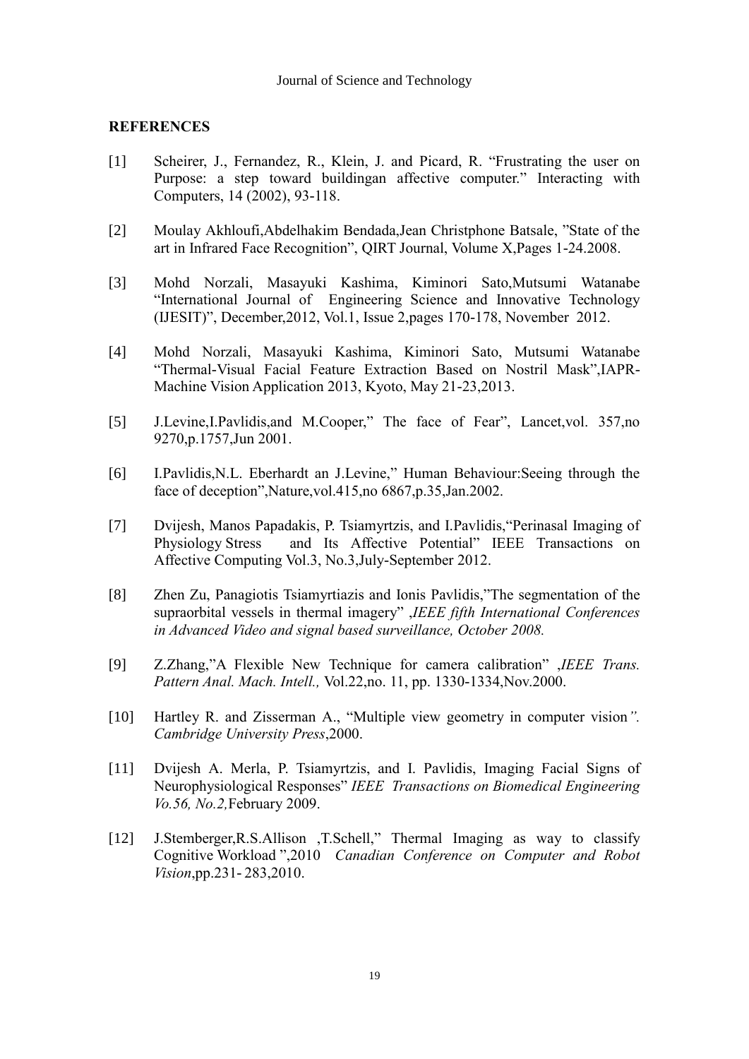## REFERENCES

[1] Scheirer, J., Fernandez, R., Klein, J. and Picard, R. "Frustrating the user on Purpose: a step toward buildingan affective computer." Interacting with Computers, 14 (2002), 93-118.

[2] Moulay Akhloufi,Abdelhakim Bendada,Jean Christphone Batsale, "State of the art in Infrared Face Recognition", QIRT Journal, Volume X,Pages 1-24.2008.

[3] Mohd Norzali, Masayuki Kashima, Kiminori Sato,Mutsumi Watanabe "International Journal of Engineering Science and Innovative Technology (IJESIT)", December,2012, Vol.1, Issue 2,pages 170-178, November 2012.

[4] Mohd Norzali, Masayuki Kashima, Kiminori Sato, Mutsumi Watanabe "Thermal-Visual Facial Feature Extraction Based on Nostril Mask",IAPR-Machine Vision Application 2013, Kyoto, May 21-23,2013.

[5] J.Levine,I.Pavlidis,and M.Cooper," The face of Fear", Lancet,vol. 357,no 9270,p.1757,Jun 2001.

[6] I.Pavlidis,N.L. Eberhardt an J.Levine," Human Behaviour:Seeing through the face of deception",Nature,vol.415,no 6867,p.35,Jan.2002.

[7] Dvijesh, Manos Papadakis, P. Tsiamyrtzis, and I.Pavlidis,"Perinasal Imaging of Physiology Stress and Its Affective Potential" IEEE Transactions on Affective Computing Vol.3, No.3,July-September 2012.

[8] Zhen Zu, Panagiotis Tsiamyrtiazis and Ionis Pavlidis,"The segmentation of the supraorbital vessels in thermal imagery" ,*IEEE fifth International Conferences in Advanced Video and signal based surveillance, October 2008.*

[9] Z.Zhang,"A Flexible New Technique for camera calibration" ,*IEEE Trans. Pattern Anal. Mach. Intell.,* Vol.22,no. 11, pp. 1330-1334,Nov.2000.

[10] Hartley R. and Zisserman A., "Multiple view geometry in computer vision*". Cambridge University Press*,2000.

[11] Dvijesh A. Merla, P. Tsiamyrtzis, and I. Pavlidis, Imaging Facial Signs of Neurophysiological Responses" *IEEE Transactions on Biomedical Engineering Vo.56, No.2,*February 2009.

[12] J.Stemberger,R.S.Allison ,T.Schell," Thermal Imaging as way to classify Cognitive Workload ",2010 *Canadian Conference on Computer and Robot Vision*,pp.231- 283,2010.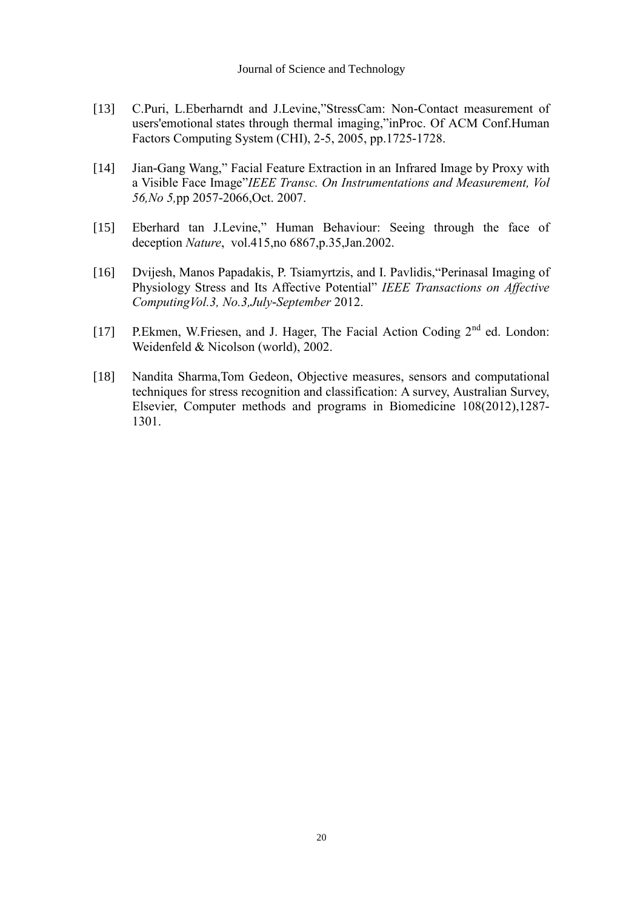[13] C.Puri, L.Eberharndt and J.Levine,"StressCam: Non-Contact measurement of users'emotional states through thermal imaging,"inProc. Of ACM Conf.Human Factors Computing System (CHI), 2-5, 2005, pp.1725-1728.

[14] Jian-Gang Wang," Facial Feature Extraction in an Infrared Image by Proxy with a Visible Face Image"*IEEE Transc. On Instrumentations and Measurement, Vol 56,No 5,*pp 2057-2066,Oct. 2007.

[15] Eberhard tan J.Levine," Human Behaviour: Seeing through the face of deception *Nature*, vol.415,no 6867,p.35,Jan.2002.

[16] Dvijesh, Manos Papadakis, P. Tsiamyrtzis, and I. Pavlidis,"Perinasal Imaging of Physiology Stress and Its Affective Potential" *IEEE Transactions on Affective ComputingVol.3, No.3,July-September* 2012.

[17] P.Ekmen, W.Friesen, and J. Hager, The Facial Action Coding 2nd ed. London: Weidenfeld & Nicolson (world), 2002.

[18] Nandita Sharma,Tom Gedeon, Objective measures, sensors and computational techniques for stress recognition and classification: A survey, Australian Survey, Elsevier, Computer methods and programs in Biomedicine 108(2012),1287-1301.